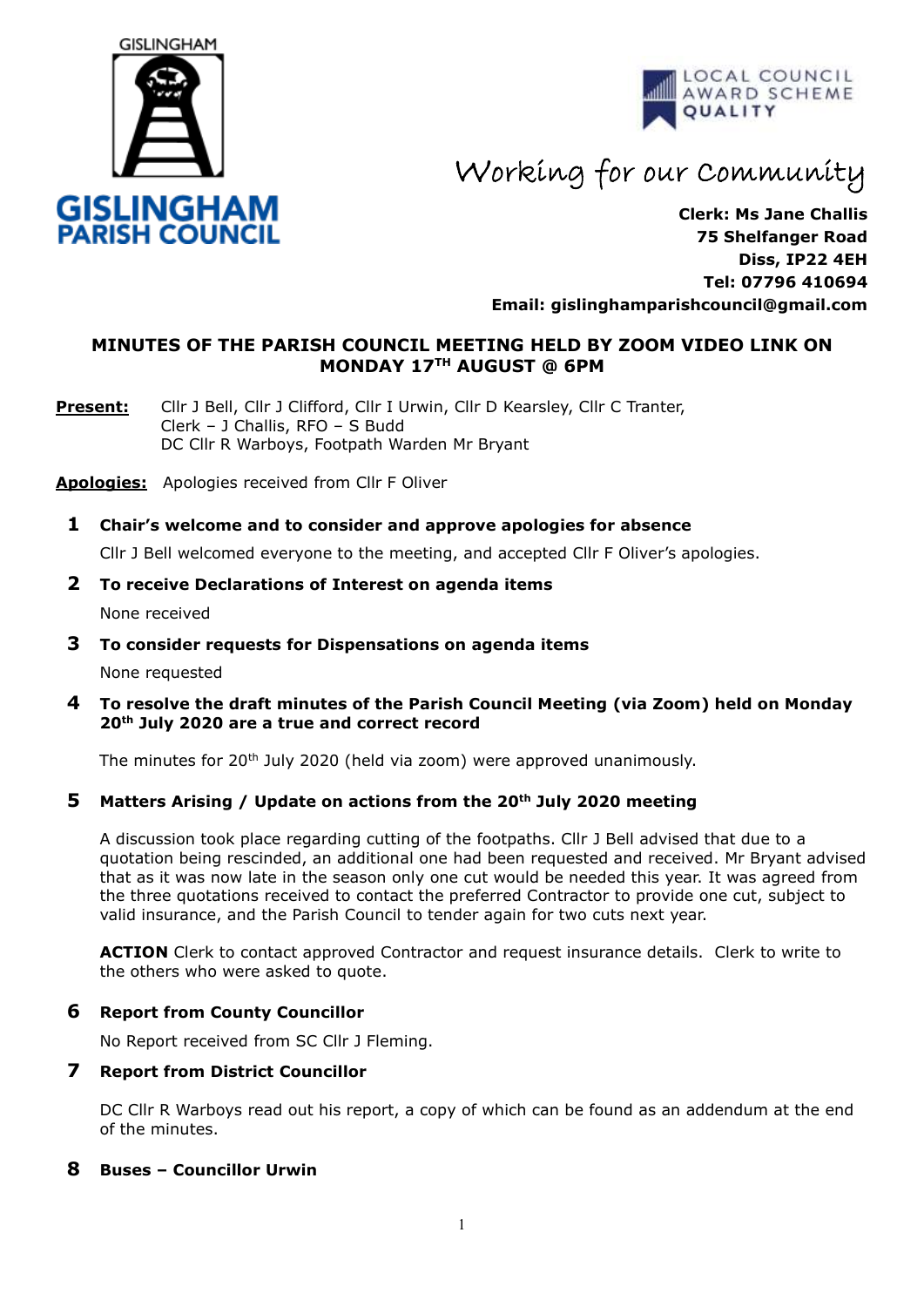GISLINGHAM

**GISLINGHAM PARISH COUNCIL**

LOCAL COUNCIL AWARD SCHEME QUALITY

Working for our Community

**Clerk: Ms Jane Challis**
**75 Shelfanger Road**
**Diss, IP22 4EH**
**Tel: 07796 410694**
**Email: gislinghamparishcouncil@gmail.com**

## MINUTES OF THE PARISH COUNCIL MEETING HELD BY ZOOM VIDEO LINK ON MONDAY 17TH AUGUST @ 6PM

**Present:** Cllr J Bell, Cllr J Clifford, Cllr I Urwin, Cllr D Kearsley, Cllr C Tranter, Clerk – J Challis, RFO – S Budd
DC Cllr R Warboys, Footpath Warden Mr Bryant

**Apologies:** Apologies received from Cllr F Oliver

### 1 Chair's welcome and to consider and approve apologies for absence

Cllr J Bell welcomed everyone to the meeting, and accepted Cllr F Oliver's apologies.

### 2 To receive Declarations of Interest on agenda items

None received

### 3 To consider requests for Dispensations on agenda items

None requested

### 4 To resolve the draft minutes of the Parish Council Meeting (via Zoom) held on Monday 20th July 2020 are a true and correct record

The minutes for 20th July 2020 (held via zoom) were approved unanimously.

### 5 Matters Arising / Update on actions from the 20th July 2020 meeting

A discussion took place regarding cutting of the footpaths. Cllr J Bell advised that due to a quotation being rescinded, an additional one had been requested and received. Mr Bryant advised that as it was now late in the season only one cut would be needed this year. It was agreed from the three quotations received to contact the preferred Contractor to provide one cut, subject to valid insurance, and the Parish Council to tender again for two cuts next year.

**ACTION** Clerk to contact approved Contractor and request insurance details. Clerk to write to the others who were asked to quote.

### 6 Report from County Councillor

No Report received from SC Cllr J Fleming.

### 7 Report from District Councillor

DC Cllr R Warboys read out his report, a copy of which can be found as an addendum at the end of the minutes.

### 8 Buses – Councillor Urwin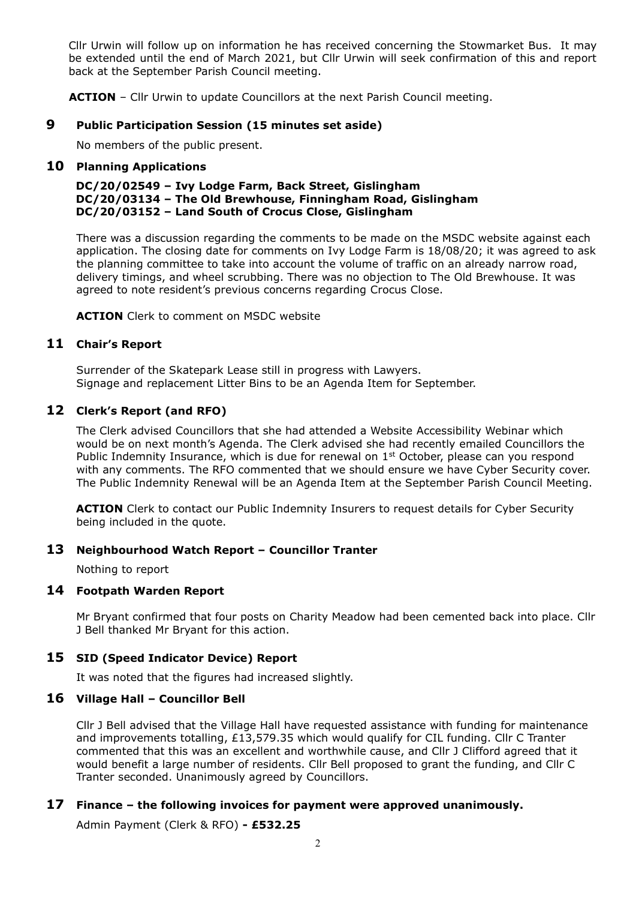Cllr Urwin will follow up on information he has received concerning the Stowmarket Bus. It may be extended until the end of March 2021, but Cllr Urwin will seek confirmation of this and report back at the September Parish Council meeting.

**ACTION** – Cllr Urwin to update Councillors at the next Parish Council meeting.

## 9 Public Participation Session (15 minutes set aside)

No members of the public present.

## 10 Planning Applications

**DC/20/02549 – Ivy Lodge Farm, Back Street, Gislingham**
**DC/20/03134 – The Old Brewhouse, Finningham Road, Gislingham**
**DC/20/03152 – Land South of Crocus Close, Gislingham**

There was a discussion regarding the comments to be made on the MSDC website against each application. The closing date for comments on Ivy Lodge Farm is 18/08/20; it was agreed to ask the planning committee to take into account the volume of traffic on an already narrow road, delivery timings, and wheel scrubbing. There was no objection to The Old Brewhouse. It was agreed to note resident's previous concerns regarding Crocus Close.

**ACTION** Clerk to comment on MSDC website

## 11 Chair's Report

Surrender of the Skatepark Lease still in progress with Lawyers.
Signage and replacement Litter Bins to be an Agenda Item for September.

## 12 Clerk's Report (and RFO)

The Clerk advised Councillors that she had attended a Website Accessibility Webinar which would be on next month's Agenda. The Clerk advised she had recently emailed Councillors the Public Indemnity Insurance, which is due for renewal on 1st October, please can you respond with any comments. The RFO commented that we should ensure we have Cyber Security cover. The Public Indemnity Renewal will be an Agenda Item at the September Parish Council Meeting.

**ACTION** Clerk to contact our Public Indemnity Insurers to request details for Cyber Security being included in the quote.

## 13 Neighbourhood Watch Report – Councillor Tranter

Nothing to report

## 14 Footpath Warden Report

Mr Bryant confirmed that four posts on Charity Meadow had been cemented back into place. Cllr J Bell thanked Mr Bryant for this action.

## 15 SID (Speed Indicator Device) Report

It was noted that the figures had increased slightly.

## 16 Village Hall – Councillor Bell

Cllr J Bell advised that the Village Hall have requested assistance with funding for maintenance and improvements totalling, £13,579.35 which would qualify for CIL funding. Cllr C Tranter commented that this was an excellent and worthwhile cause, and Cllr J Clifford agreed that it would benefit a large number of residents. Cllr Bell proposed to grant the funding, and Cllr C Tranter seconded. Unanimously agreed by Councillors.

## 17 Finance – the following invoices for payment were approved unanimously.

Admin Payment (Clerk & RFO) **- £532.25**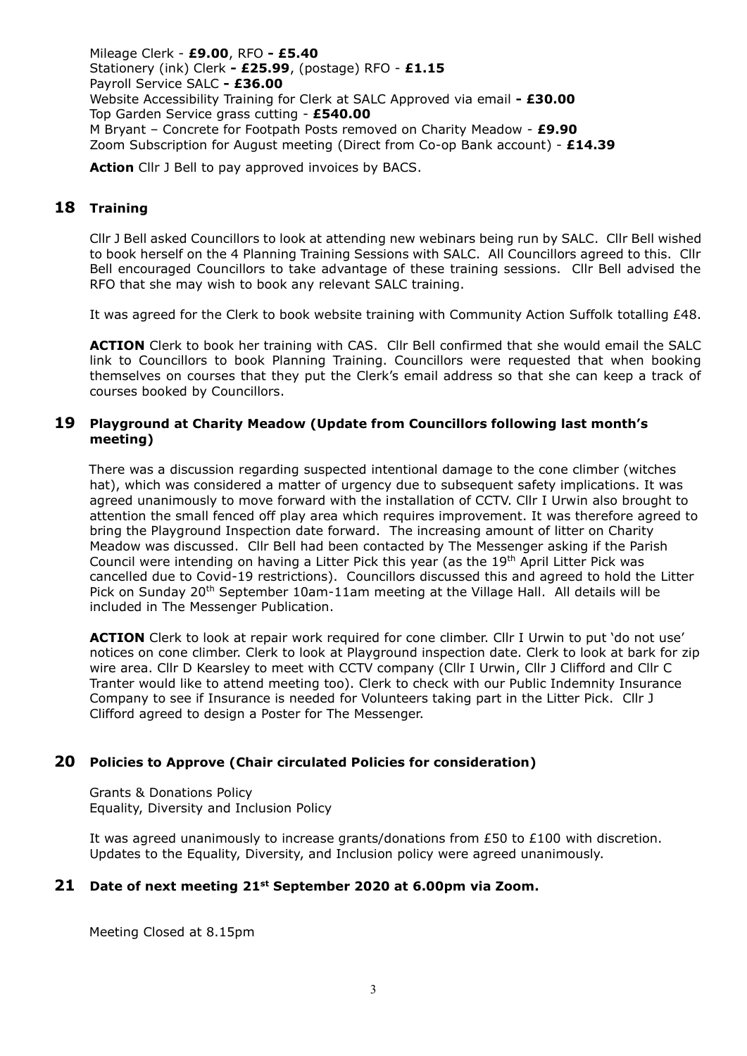Mileage Clerk - **£9.00**, RFO **- £5.40**
Stationery (ink) Clerk **- £25.99**, (postage) RFO - **£1.15**
Payroll Service SALC **- £36.00**
Website Accessibility Training for Clerk at SALC Approved via email **- £30.00**
Top Garden Service grass cutting - **£540.00**
M Bryant – Concrete for Footpath Posts removed on Charity Meadow - **£9.90**
Zoom Subscription for August meeting (Direct from Co-op Bank account) - **£14.39**

**Action** Cllr J Bell to pay approved invoices by BACS.

## 18 Training

Cllr J Bell asked Councillors to look at attending new webinars being run by SALC. Cllr Bell wished to book herself on the 4 Planning Training Sessions with SALC. All Councillors agreed to this. Cllr Bell encouraged Councillors to take advantage of these training sessions. Cllr Bell advised the RFO that she may wish to book any relevant SALC training.

It was agreed for the Clerk to book website training with Community Action Suffolk totalling £48.

**ACTION** Clerk to book her training with CAS. Cllr Bell confirmed that she would email the SALC link to Councillors to book Planning Training. Councillors were requested that when booking themselves on courses that they put the Clerk's email address so that she can keep a track of courses booked by Councillors.

## 19 Playground at Charity Meadow (Update from Councillors following last month's meeting)

There was a discussion regarding suspected intentional damage to the cone climber (witches hat), which was considered a matter of urgency due to subsequent safety implications. It was agreed unanimously to move forward with the installation of CCTV. Cllr I Urwin also brought to attention the small fenced off play area which requires improvement. It was therefore agreed to bring the Playground Inspection date forward. The increasing amount of litter on Charity Meadow was discussed. Cllr Bell had been contacted by The Messenger asking if the Parish Council were intending on having a Litter Pick this year (as the 19th April Litter Pick was cancelled due to Covid-19 restrictions). Councillors discussed this and agreed to hold the Litter Pick on Sunday 20th September 10am-11am meeting at the Village Hall. All details will be included in The Messenger Publication.

**ACTION** Clerk to look at repair work required for cone climber. Cllr I Urwin to put 'do not use' notices on cone climber. Clerk to look at Playground inspection date. Clerk to look at bark for zip wire area. Cllr D Kearsley to meet with CCTV company (Cllr I Urwin, Cllr J Clifford and Cllr C Tranter would like to attend meeting too). Clerk to check with our Public Indemnity Insurance Company to see if Insurance is needed for Volunteers taking part in the Litter Pick. Cllr J Clifford agreed to design a Poster for The Messenger.

## 20 Policies to Approve (Chair circulated Policies for consideration)

Grants & Donations Policy
Equality, Diversity and Inclusion Policy

It was agreed unanimously to increase grants/donations from £50 to £100 with discretion. Updates to the Equality, Diversity, and Inclusion policy were agreed unanimously.

## 21 Date of next meeting 21st September 2020 at 6.00pm via Zoom.

Meeting Closed at 8.15pm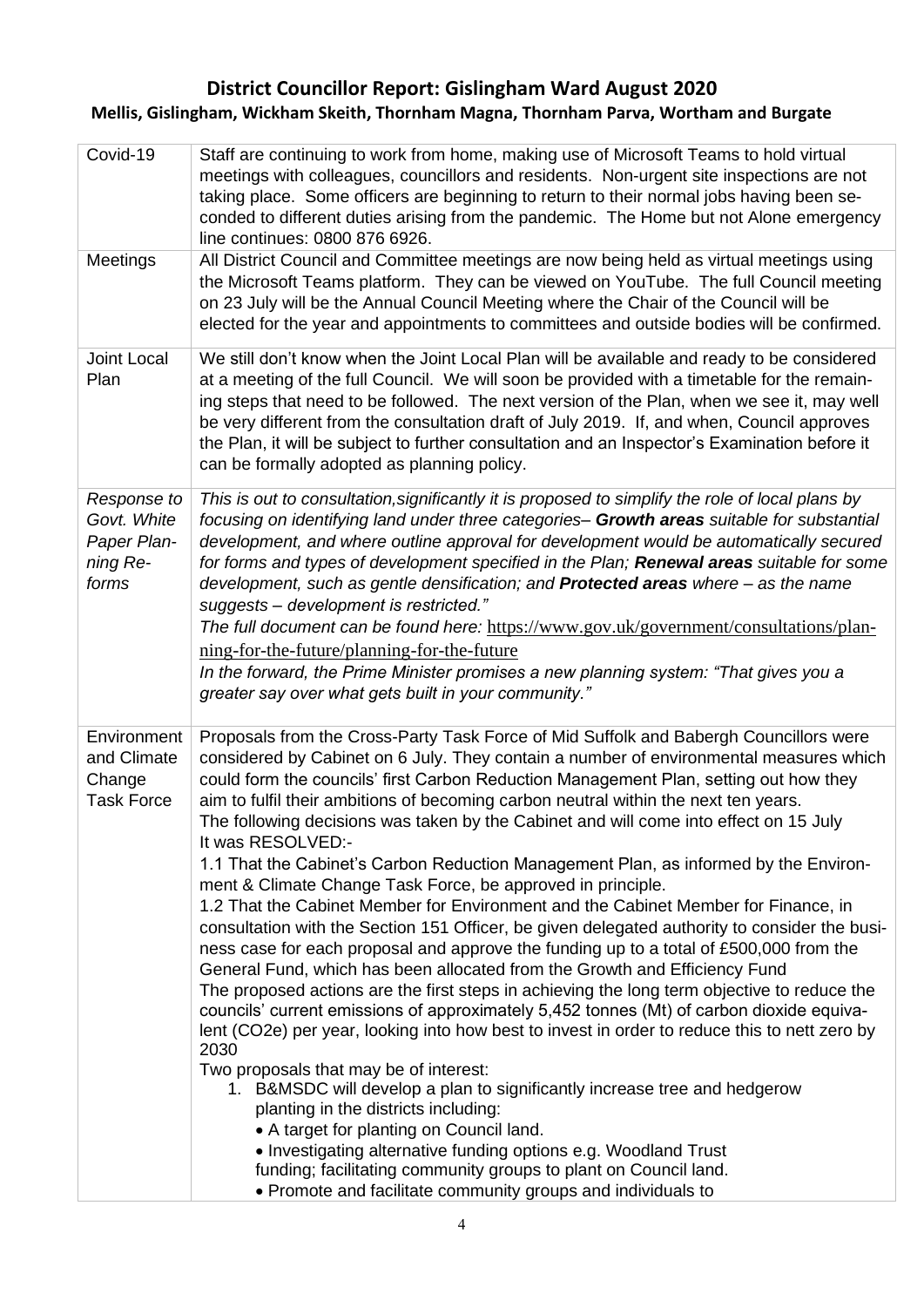# District Councillor Report: Gislingham Ward August 2020

## Mellis, Gislingham, Wickham Skeith, Thornham Magna, Thornham Parva, Wortham and Burgate

| | |
|---|---|
| Covid-19 | Staff are continuing to work from home, making use of Microsoft Teams to hold virtual meetings with colleagues, councillors and residents. Non-urgent site inspections are not taking place. Some officers are beginning to return to their normal jobs having been seconded to different duties arising from the pandemic. The Home but not Alone emergency line continues: 0800 876 6926. |
| Meetings | All District Council and Committee meetings are now being held as virtual meetings using the Microsoft Teams platform. They can be viewed on YouTube. The full Council meeting on 23 July will be the Annual Council Meeting where the Chair of the Council will be elected for the year and appointments to committees and outside bodies will be confirmed. |
| Joint Local Plan | We still don't know when the Joint Local Plan will be available and ready to be considered at a meeting of the full Council. We will soon be provided with a timetable for the remaining steps that need to be followed. The next version of the Plan, when we see it, may well be very different from the consultation draft of July 2019. If, and when, Council approves the Plan, it will be subject to further consultation and an Inspector's Examination before it can be formally adopted as planning policy. |
| *Response to Govt. White Paper Planning Reforms* | *This is out to consultation,significantly it is proposed to simplify the role of local plans by focusing on identifying land under three categories–* ***Growth areas*** *suitable for substantial development, and where outline approval for development would be automatically secured for forms and types of development specified in the Plan;* ***Renewal areas*** *suitable for some development, such as gentle densification; and* ***Protected areas*** *where – as the name suggests – development is restricted."*<br>*The full document can be found here:* https://www.gov.uk/government/consultations/planning-for-the-future/planning-for-the-future<br>*In the forward, the Prime Minister promises a new planning system: "That gives you a greater say over what gets built in your community."* |
| Environment and Climate Change Task Force | Proposals from the Cross-Party Task Force of Mid Suffolk and Babergh Councillors were considered by Cabinet on 6 July. They contain a number of environmental measures which could form the councils' first Carbon Reduction Management Plan, setting out how they aim to fulfil their ambitions of becoming carbon neutral within the next ten years.<br>The following decisions was taken by the Cabinet and will come into effect on 15 July<br>It was RESOLVED:-<br>1.1 That the Cabinet's Carbon Reduction Management Plan, as informed by the Environment & Climate Change Task Force, be approved in principle.<br>1.2 That the Cabinet Member for Environment and the Cabinet Member for Finance, in consultation with the Section 151 Officer, be given delegated authority to consider the business case for each proposal and approve the funding up to a total of £500,000 from the General Fund, which has been allocated from the Growth and Efficiency Fund<br>The proposed actions are the first steps in achieving the long term objective to reduce the councils' current emissions of approximately 5,452 tonnes (Mt) of carbon dioxide equivalent ($CO_2e$) per year, looking into how best to invest in order to reduce this to nett zero by 2030<br>Two proposals that may be of interest:<br>1. B&MSDC will develop a plan to significantly increase tree and hedgerow planting in the districts including:<br>• A target for planting on Council land.<br>• Investigating alternative funding options e.g. Woodland Trust funding; facilitating community groups to plant on Council land.<br>• Promote and facilitate community groups and individuals to |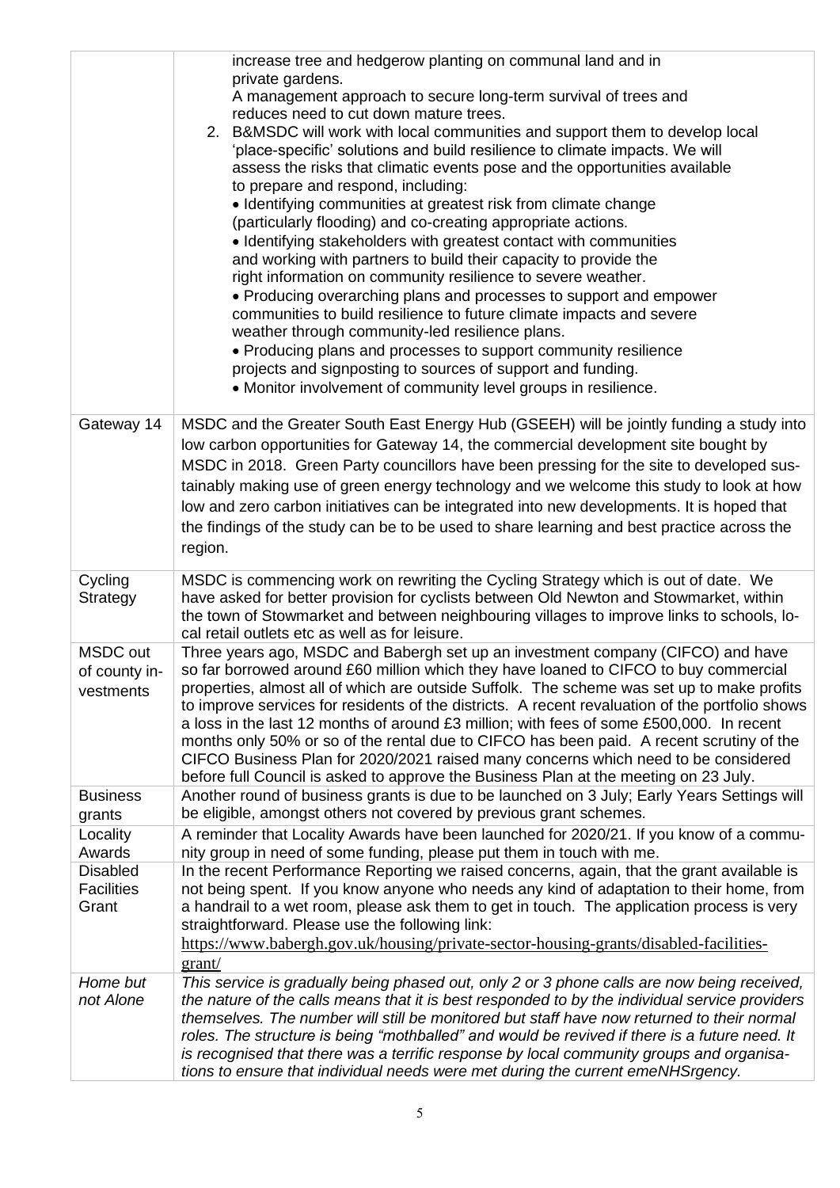| | |
|---|---|
| | increase tree and hedgerow planting on communal land and in private gardens.<br>A management approach to secure long-term survival of trees and reduces need to cut down mature trees.<br>2. B&MSDC will work with local communities and support them to develop local 'place-specific' solutions and build resilience to climate impacts. We will assess the risks that climatic events pose and the opportunities available to prepare and respond, including:<br>• Identifying communities at greatest risk from climate change (particularly flooding) and co-creating appropriate actions.<br>• Identifying stakeholders with greatest contact with communities and working with partners to build their capacity to provide the right information on community resilience to severe weather.<br>• Producing overarching plans and processes to support and empower communities to build resilience to future climate impacts and severe weather through community-led resilience plans.<br>• Producing plans and processes to support community resilience projects and signposting to sources of support and funding.<br>• Monitor involvement of community level groups in resilience. |
| Gateway 14 | MSDC and the Greater South East Energy Hub (GSEEH) will be jointly funding a study into low carbon opportunities for Gateway 14, the commercial development site bought by MSDC in 2018. Green Party councillors have been pressing for the site to developed sustainably making use of green energy technology and we welcome this study to look at how low and zero carbon initiatives can be integrated into new developments. It is hoped that the findings of the study can be to be used to share learning and best practice across the region. |
| Cycling Strategy | MSDC is commencing work on rewriting the Cycling Strategy which is out of date. We have asked for better provision for cyclists between Old Newton and Stowmarket, within the town of Stowmarket and between neighbouring villages to improve links to schools, local retail outlets etc as well as for leisure. |
| MSDC out of county investments | Three years ago, MSDC and Babergh set up an investment company (CIFCO) and have so far borrowed around £60 million which they have loaned to CIFCO to buy commercial properties, almost all of which are outside Suffolk. The scheme was set up to make profits to improve services for residents of the districts. A recent revaluation of the portfolio shows a loss in the last 12 months of around £3 million; with fees of some £500,000. In recent months only 50% or so of the rental due to CIFCO has been paid. A recent scrutiny of the CIFCO Business Plan for 2020/2021 raised many concerns which need to be considered before full Council is asked to approve the Business Plan at the meeting on 23 July. |
| Business grants | Another round of business grants is due to be launched on 3 July; Early Years Settings will be eligible, amongst others not covered by previous grant schemes. |
| Locality Awards | A reminder that Locality Awards have been launched for 2020/21. If you know of a community group in need of some funding, please put them in touch with me. |
| Disabled Facilities Grant | In the recent Performance Reporting we raised concerns, again, that the grant available is not being spent. If you know anyone who needs any kind of adaptation to their home, from a handrail to a wet room, please ask them to get in touch. The application process is very straightforward. Please use the following link:<br>https://www.babergh.gov.uk/housing/private-sector-housing-grants/disabled-facilities-grant/ |
| *Home but not Alone* | *This service is gradually being phased out, only 2 or 3 phone calls are now being received, the nature of the calls means that it is best responded to by the individual service providers themselves. The number will still be monitored but staff have now returned to their normal roles. The structure is being "mothballed" and would be revived if there is a future need. It is recognised that there was a terrific response by local community groups and organisations to ensure that individual needs were met during the current emeNHSrgency.* |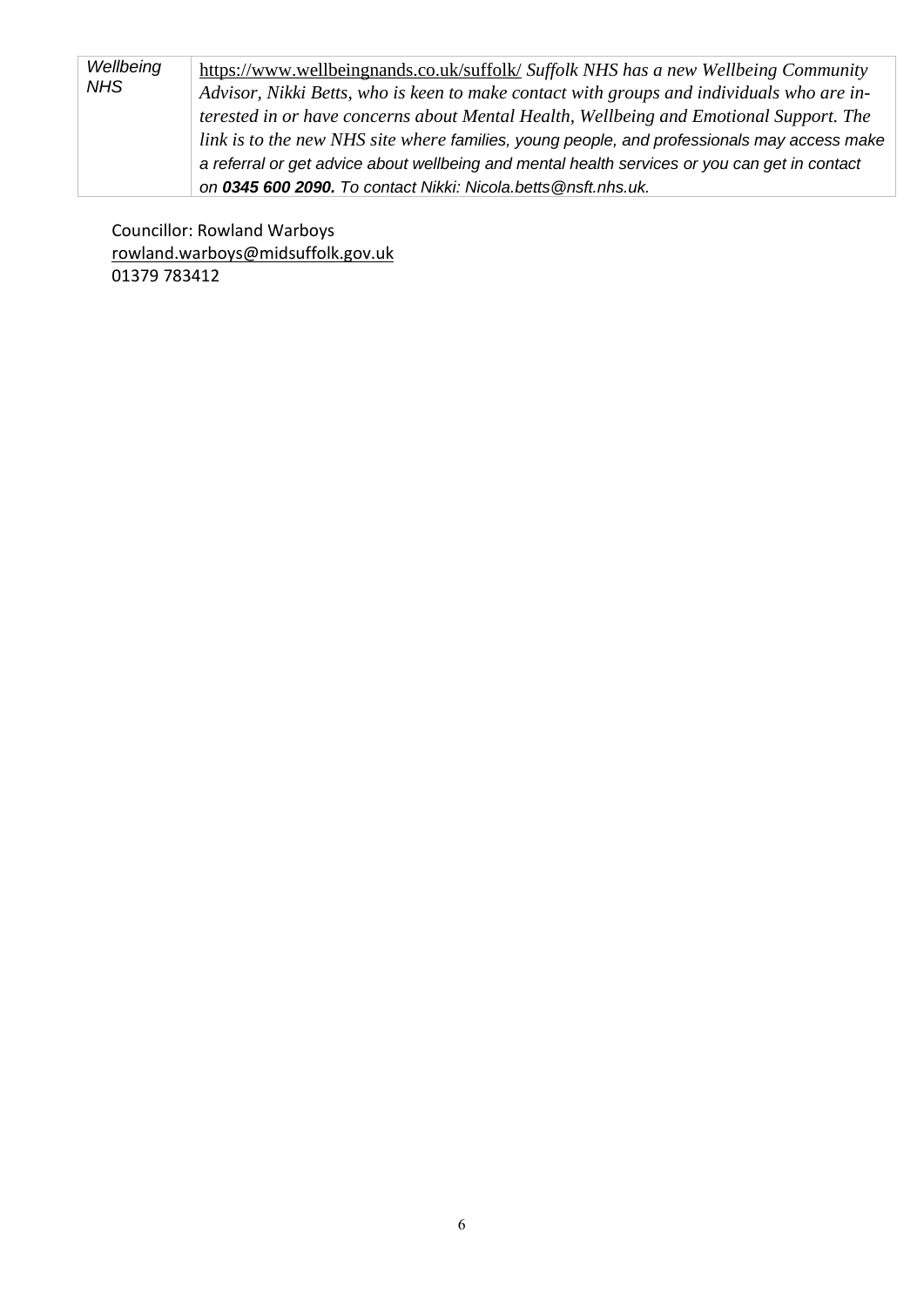| *Wellbeing NHS* | https://www.wellbeingnands.co.uk/suffolk/ *Suffolk NHS has a new Wellbeing Community Advisor, Nikki Betts, who is keen to make contact with groups and individuals who are interested in or have concerns about Mental Health, Wellbeing and Emotional Support. The link is to the new NHS site where families, young people, and professionals may access make a referral or get advice about wellbeing and mental health services or you can get in contact on* ***0345 600 2090.*** *To contact Nikki: Nicola.betts@nsft.nhs.uk.* |
|---|---|

Councillor: Rowland Warboys
rowland.warboys@midsuffolk.gov.uk
01379 783412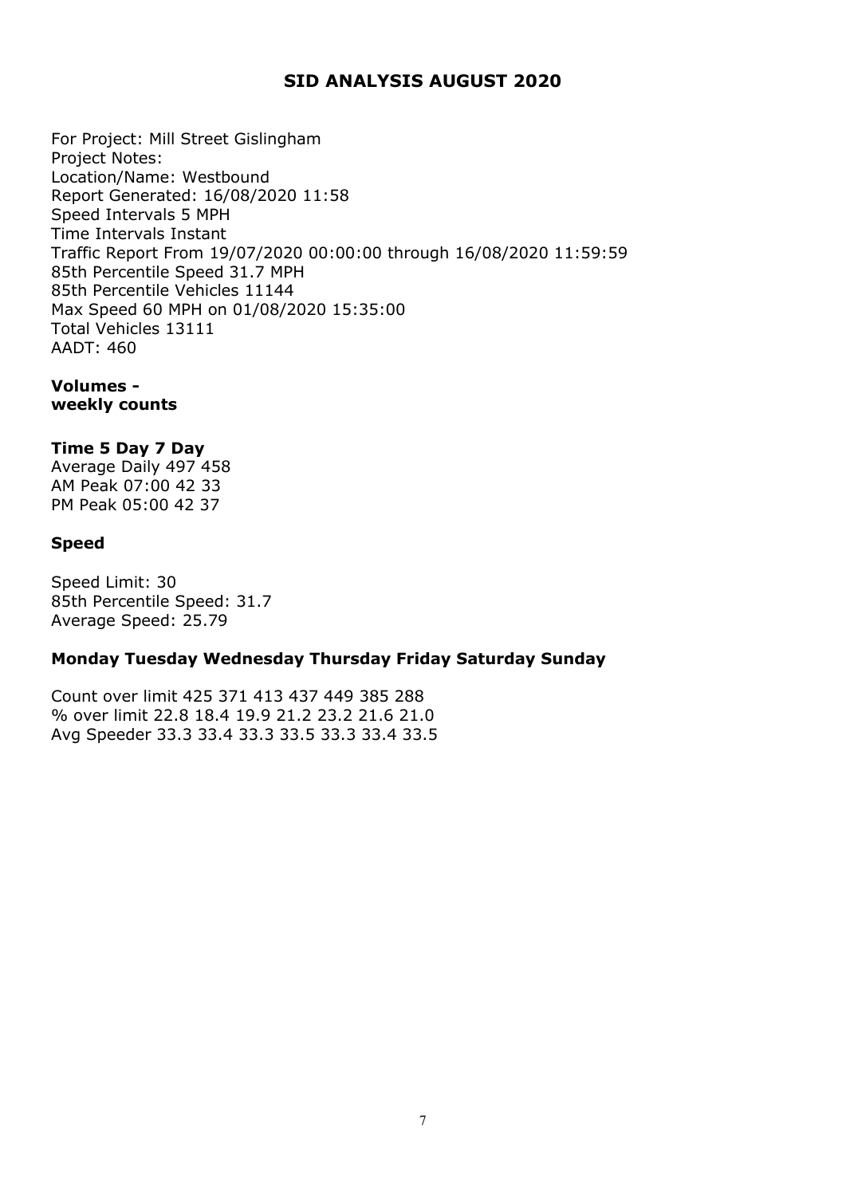## SID ANALYSIS AUGUST 2020

For Project: Mill Street Gislingham
Project Notes:
Location/Name: Westbound
Report Generated: 16/08/2020 11:58
Speed Intervals 5 MPH
Time Intervals Instant
Traffic Report From 19/07/2020 00:00:00 through 16/08/2020 11:59:59
85th Percentile Speed 31.7 MPH
85th Percentile Vehicles 11144
Max Speed 60 MPH on 01/08/2020 15:35:00
Total Vehicles 13111
AADT: 460

**Volumes -**
**weekly counts**

**Time 5 Day 7 Day**
Average Daily 497 458
AM Peak 07:00 42 33
PM Peak 05:00 42 37

**Speed**

Speed Limit: 30
85th Percentile Speed: 31.7
Average Speed: 25.79

**Monday Tuesday Wednesday Thursday Friday Saturday Sunday**

Count over limit 425 371 413 437 449 385 288
% over limit 22.8 18.4 19.9 21.2 23.2 21.6 21.0
Avg Speeder 33.3 33.4 33.3 33.5 33.3 33.4 33.5